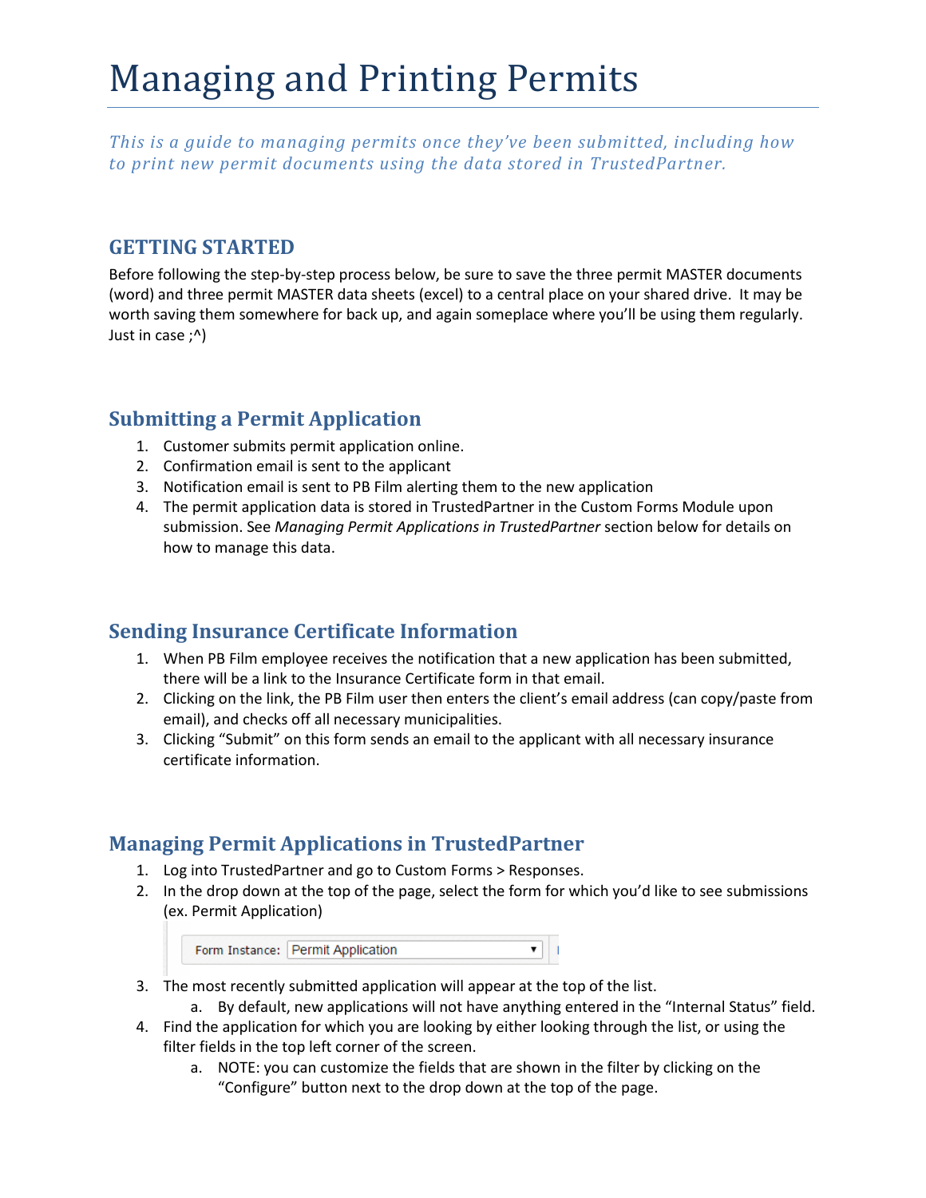# Managing and Printing Permits

*This is a guide to managing permits once they've been submitted, including how to print new permit documents using the data stored in TrustedPartner.*

## GETTING STARTED

Before following the step-by-step process below, be sure to save the three permit MASTER documents (word) and three permit MASTER data sheets (excel) to a central place on your shared drive. It may be worth saving them somewhere for back up, and again someplace where you'll be using them regularly. Just in case ;^)

## Submitting a Permit Application

1. Customer submits permit application online.
2. Confirmation email is sent to the applicant
3. Notification email is sent to PB Film alerting them to the new application
4. The permit application data is stored in TrustedPartner in the Custom Forms Module upon submission. See *Managing Permit Applications in TrustedPartner* section below for details on how to manage this data.

## Sending Insurance Certificate Information

1. When PB Film employee receives the notification that a new application has been submitted, there will be a link to the Insurance Certificate form in that email.
2. Clicking on the link, the PB Film user then enters the client's email address (can copy/paste from email), and checks off all necessary municipalities.
3. Clicking "Submit" on this form sends an email to the applicant with all necessary insurance certificate information.

## Managing Permit Applications in TrustedPartner

1. Log into TrustedPartner and go to Custom Forms > Responses.
2. In the drop down at the top of the page, select the form for which you'd like to see submissions (ex. Permit Application)

   Form Instance: Permit Application

3. The most recently submitted application will appear at the top of the list.
   a. By default, new applications will not have anything entered in the "Internal Status" field.
4. Find the application for which you are looking by either looking through the list, or using the filter fields in the top left corner of the screen.
   a. NOTE: you can customize the fields that are shown in the filter by clicking on the "Configure" button next to the drop down at the top of the page.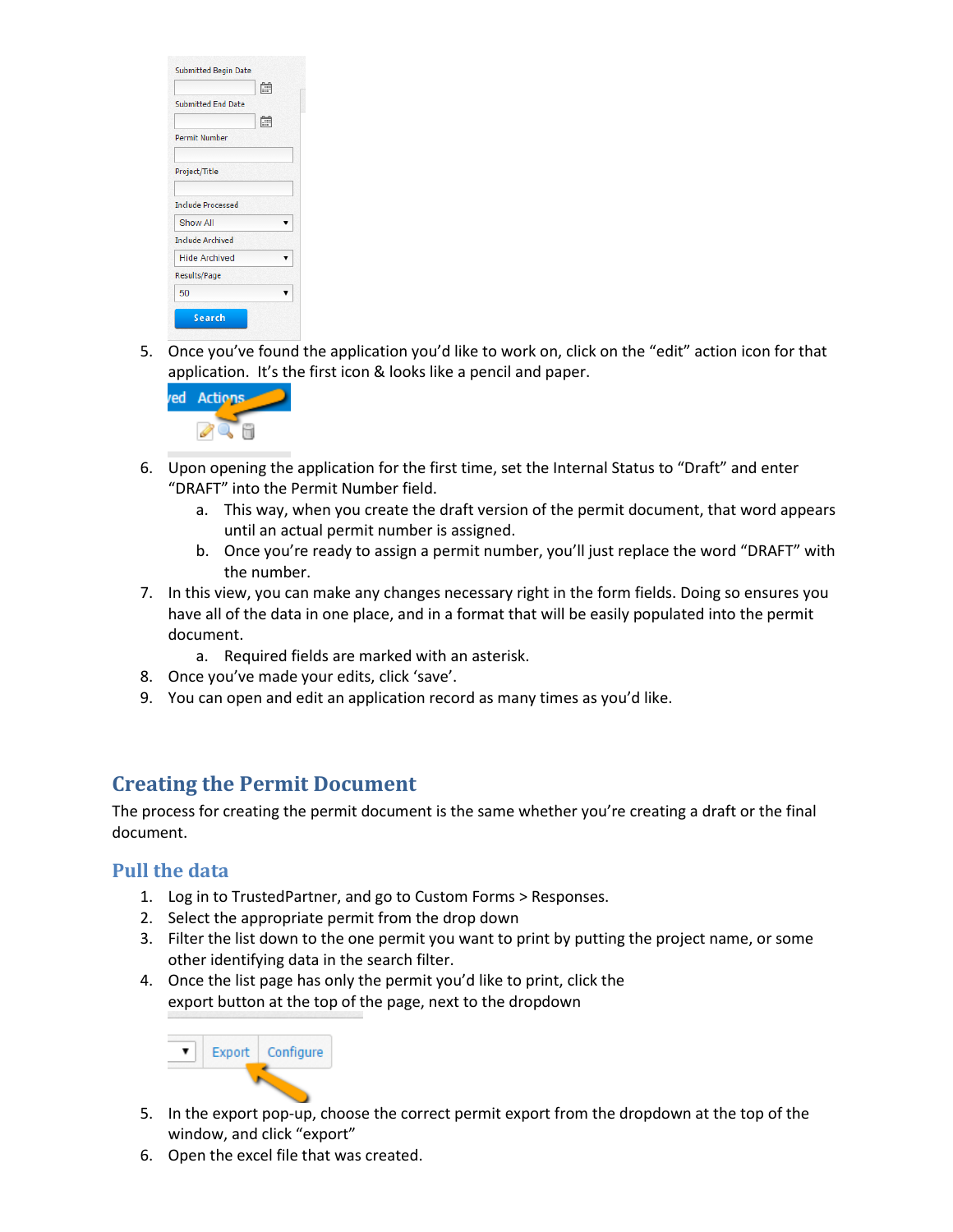5. Once you've found the application you'd like to work on, click on the "edit" action icon for that application. It's the first icon & looks like a pencil and paper.
6. Upon opening the application for the first time, set the Internal Status to "Draft" and enter "DRAFT" into the Permit Number field.
   a. This way, when you create the draft version of the permit document, that word appears until an actual permit number is assigned.
   b. Once you're ready to assign a permit number, you'll just replace the word "DRAFT" with the number.
7. In this view, you can make any changes necessary right in the form fields. Doing so ensures you have all of the data in one place, and in a format that will be easily populated into the permit document.
   a. Required fields are marked with an asterisk.
8. Once you've made your edits, click 'save'.
9. You can open and edit an application record as many times as you'd like.

## Creating the Permit Document

The process for creating the permit document is the same whether you're creating a draft or the final document.

### Pull the data

1. Log in to TrustedPartner, and go to Custom Forms > Responses.
2. Select the appropriate permit from the drop down
3. Filter the list down to the one permit you want to print by putting the project name, or some other identifying data in the search filter.
4. Once the list page has only the permit you'd like to print, click the export button at the top of the page, next to the dropdown
5. In the export pop-up, choose the correct permit export from the dropdown at the top of the window, and click "export"
6. Open the excel file that was created.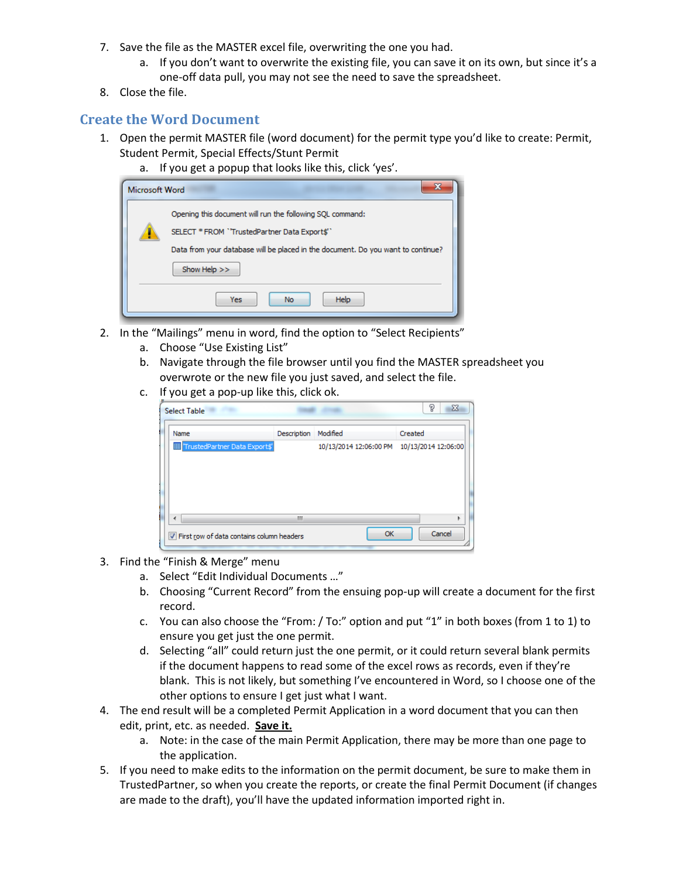7. Save the file as the MASTER excel file, overwriting the one you had.
    a. If you don't want to overwrite the existing file, you can save it on its own, but since it's a one-off data pull, you may not see the need to save the spreadsheet.
8. Close the file.

## Create the Word Document

1. Open the permit MASTER file (word document) for the permit type you'd like to create: Permit, Student Permit, Special Effects/Stunt Permit
    a. If you get a popup that looks like this, click 'yes'.
2. In the "Mailings" menu in word, find the option to "Select Recipients"
    a. Choose "Use Existing List"
    b. Navigate through the file browser until you find the MASTER spreadsheet you overwrote or the new file you just saved, and select the file.
    c. If you get a pop-up like this, click ok.
3. Find the "Finish & Merge" menu
    a. Select "Edit Individual Documents …"
    b. Choosing "Current Record" from the ensuing pop-up will create a document for the first record.
    c. You can also choose the "From: / To:" option and put "1" in both boxes (from 1 to 1) to ensure you get just the one permit.
    d. Selecting "all" could return just the one permit, or it could return several blank permits if the document happens to read some of the excel rows as records, even if they're blank. This is not likely, but something I've encountered in Word, so I choose one of the other options to ensure I get just what I want.
4. The end result will be a completed Permit Application in a word document that you can then edit, print, etc. as needed. **<u>Save it.</u>**
    a. Note: in the case of the main Permit Application, there may be more than one page to the application.
5. If you need to make edits to the information on the permit document, be sure to make them in TrustedPartner, so when you create the reports, or create the final Permit Document (if changes are made to the draft), you'll have the updated information imported right in.